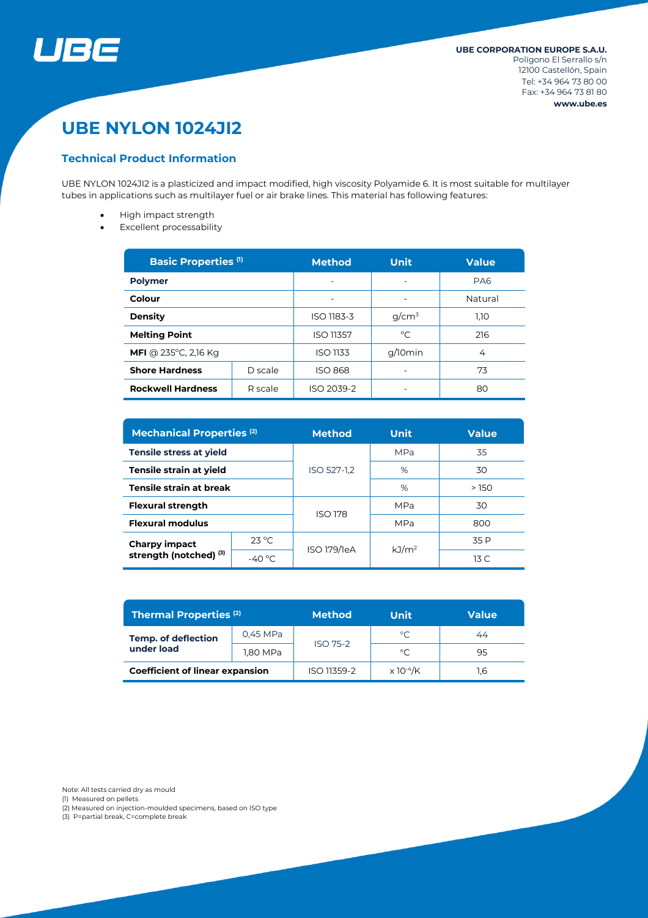UBE CORPORATION EUROPE S.A.U.
Polígono El Serrallo s/n
12100 Castellón, Spain
Tel: +34 964 73 80 00
Fax: +34 964 73 81 80
www.ube.es

# UBE NYLON 1024JI2

## Technical Product Information

UBE NYLON 1024JI2 is a plasticized and impact modified, high viscosity Polyamide 6. It is most suitable for multilayer tubes in applications such as multilayer fuel or air brake lines. This material has following features:

- High impact strength
- Excellent processability

| Basic Properties [1] | | Method | Unit | Value |
|---|---|---|---|---|
| **Polymer** | | - | - | PA6 |
| **Colour** | | - | - | Natural |
| **Density** | | ISO 1183-3 | $g/cm^3$ | 1,10 |
| **Melting Point** | | ISO 11357 | °C | 216 |
| **MFI** @ 235°C, 2,16 Kg | | ISO 1133 | g/10min | 4 |
| **Shore Hardness** | D scale | ISO 868 | - | 73 |
| **Rockwell Hardness** | R scale | ISO 2039-2 | - | 80 |

| Mechanical Properties [2] | | Method | Unit | Value |
|---|---|---|---|---|
| **Tensile stress at yield** | | ISO 527-1,2 | MPa | 35 |
| **Tensile strain at yield** | | | % | 30 |
| **Tensile strain at break** | | | % | > 150 |
| **Flexural strength** | | ISO 178 | MPa | 30 |
| **Flexural modulus** | | | MPa | 800 |
| **Charpy impact strength (notched)** [3] | 23 °C | ISO 179/1eA | $kJ/m^2$ | 35 P |
| | -40 °C | | | 13 C |

| Thermal Properties [2] | | Method | Unit | Value |
|---|---|---|---|---|
| **Temp. of deflection under load** | 0,45 MPa | ISO 75-2 | °C | 44 |
| | 1,80 MPa | | °C | 95 |
| **Coefficient of linear expansion** | | ISO 11359-2 | $\times 10^{-4}$/K | 1,6 |

Note: All tests carried dry as mould
(1) Measured on pellets
(2) Measured on injection-moulded specimens, based on ISO type
(3) P=partial break, C=complete break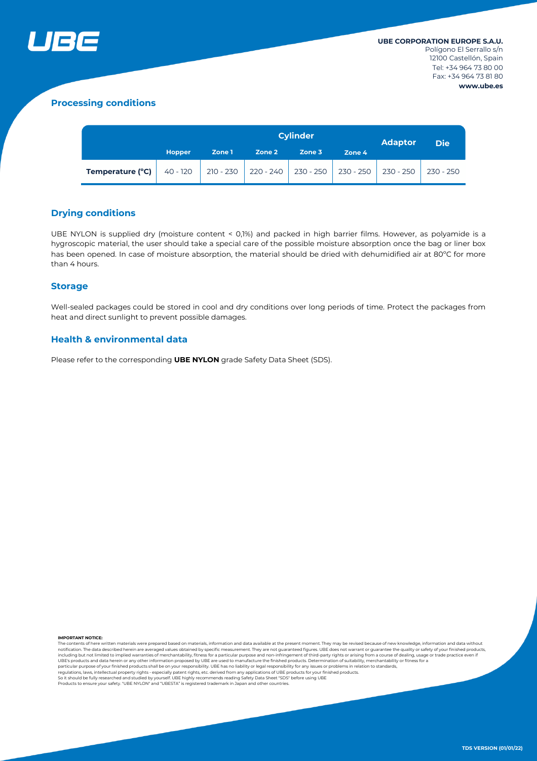**UBE CORPORATION EUROPE S.A.U.**
Polígono El Serrallo s/n
12100 Castellón, Spain
Tel: +34 964 73 80 00
Fax: +34 964 73 81 80
**www.ube.es**

## Processing conditions

| | | Cylinder | | | | Adaptor | Die |
|---|---|---|---|---|---|---|---|
| | Hopper | Zone 1 | Zone 2 | Zone 3 | Zone 4 | | |
| **Temperature (°C)** | 40 - 120 | 210 - 230 | 220 - 240 | 230 - 250 | 230 - 250 | 230 - 250 | 230 - 250 |

## Drying conditions

UBE NYLON is supplied dry (moisture content < 0,1%) and packed in high barrier films. However, as polyamide is a hygroscopic material, the user should take a special care of the possible moisture absorption once the bag or liner box has been opened. In case of moisture absorption, the material should be dried with dehumidified air at 80°C for more than 4 hours.

## Storage

Well-sealed packages could be stored in cool and dry conditions over long periods of time. Protect the packages from heat and direct sunlight to prevent possible damages.

## Health & environmental data

Please refer to the corresponding **UBE NYLON** grade Safety Data Sheet (SDS).

**IMPORTANT NOTICE:**
The contents of here written materials were prepared based on materials, information and data available at the present moment. They may be revised because of new knowledge, information and data without notification. The data described herein are averaged values obtained by specific measurement. They are not guaranteed figures. UBE does not warrant or guarantee the quality or safety of your finished products, including but not limited to implied warranties of merchantability, fitness for a particular purpose and non-infringement of third-party rights or arising from a course of dealing, usage or trade practice even if UBE's products and data herein or any other information proposed by UBE are used to manufacture the finished products. Determination of suitability, merchantability or fitness for a particular purpose of your finished products shall be on your responsibility. UBE has no liability or legal responsibility for any issues or problems in relation to standards, regulations, laws, intellectual property rights - especially patent rights, etc. derived from any applications of UBE products for your finished products. So it should be fully researched and studied by yourself. UBE highly recommends reading Safety Data Sheet "SDS" before using UBE Products to ensure your safety. "UBE NYLON" and "UBESTA" is registered trademark in Japan and other countries.

TDS VERSION (01/01/22)